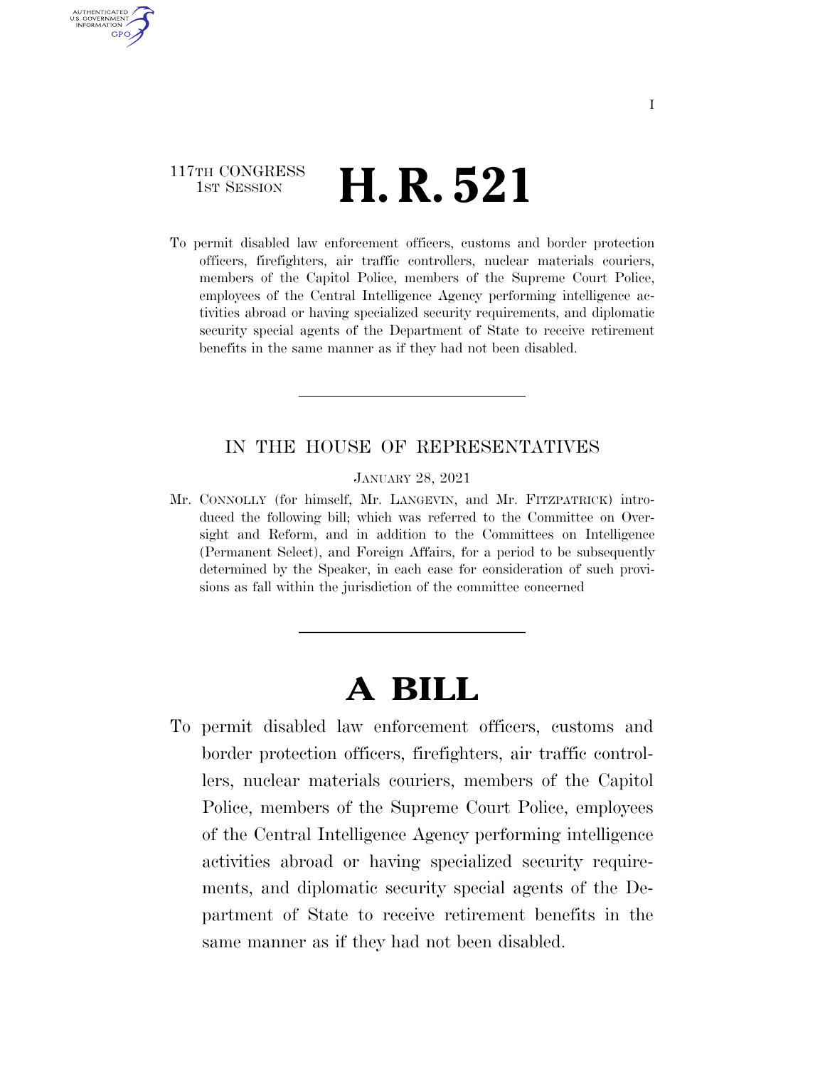117TH CONGRESS
1ST SESSION

# H. R. 521

To permit disabled law enforcement officers, customs and border protection officers, firefighters, air traffic controllers, nuclear materials couriers, members of the Capitol Police, members of the Supreme Court Police, employees of the Central Intelligence Agency performing intelligence activities abroad or having specialized security requirements, and diplomatic security special agents of the Department of State to receive retirement benefits in the same manner as if they had not been disabled.

---

IN THE HOUSE OF REPRESENTATIVES

JANUARY 28, 2021

Mr. CONNOLLY (for himself, Mr. LANGEVIN, and Mr. FITZPATRICK) introduced the following bill; which was referred to the Committee on Oversight and Reform, and in addition to the Committees on Intelligence (Permanent Select), and Foreign Affairs, for a period to be subsequently determined by the Speaker, in each case for consideration of such provisions as fall within the jurisdiction of the committee concerned

---

# A BILL

To permit disabled law enforcement officers, customs and border protection officers, firefighters, air traffic controllers, nuclear materials couriers, members of the Capitol Police, members of the Supreme Court Police, employees of the Central Intelligence Agency performing intelligence activities abroad or having specialized security requirements, and diplomatic security special agents of the Department of State to receive retirement benefits in the same manner as if they had not been disabled.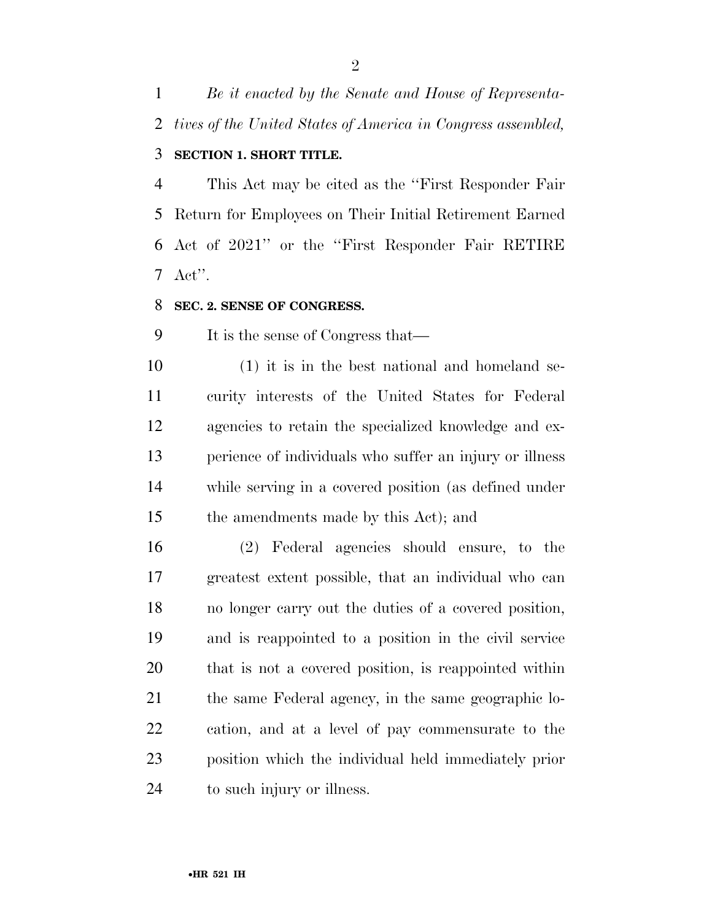*Be it enacted by the Senate and House of Representatives of the United States of America in Congress assembled,*

**SECTION 1. SHORT TITLE.**

This Act may be cited as the ''First Responder Fair Return for Employees on Their Initial Retirement Earned Act of 2021'' or the ''First Responder Fair RETIRE Act''.

**SEC. 2. SENSE OF CONGRESS.**

It is the sense of Congress that—

(1) it is in the best national and homeland security interests of the United States for Federal agencies to retain the specialized knowledge and experience of individuals who suffer an injury or illness while serving in a covered position (as defined under the amendments made by this Act); and

(2) Federal agencies should ensure, to the greatest extent possible, that an individual who can no longer carry out the duties of a covered position, and is reappointed to a position in the civil service that is not a covered position, is reappointed within the same Federal agency, in the same geographic location, and at a level of pay commensurate to the position which the individual held immediately prior to such injury or illness.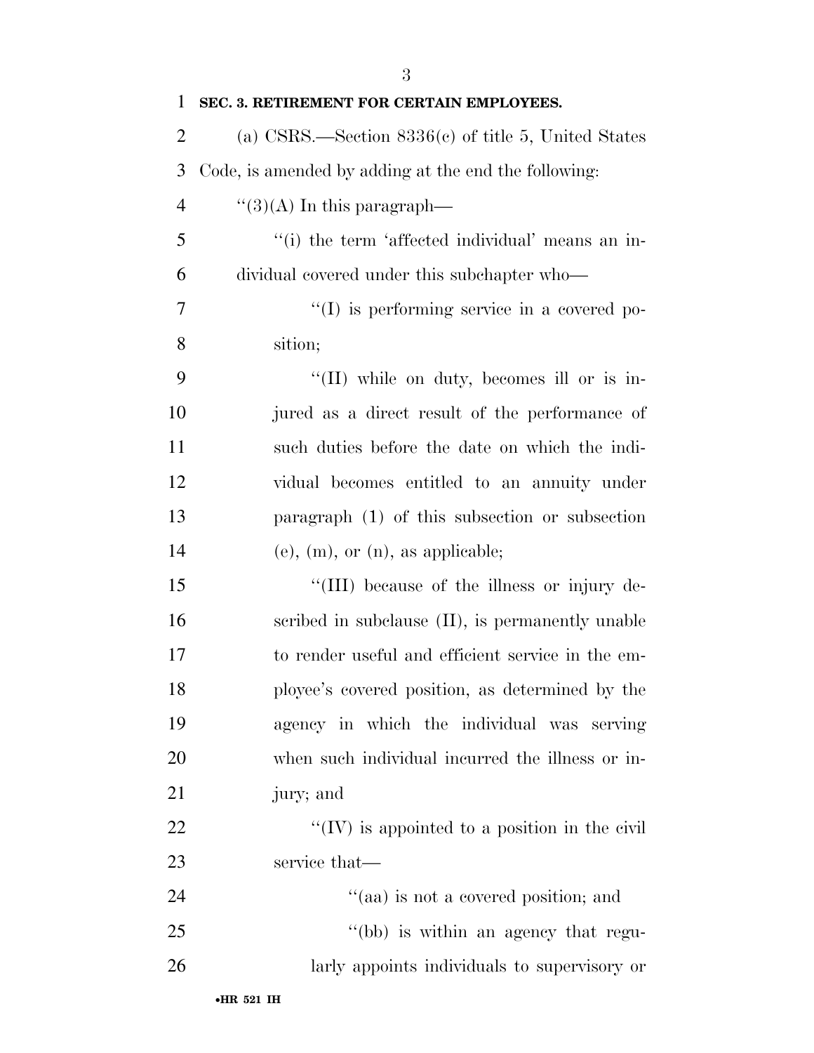**SEC. 3. RETIREMENT FOR CERTAIN EMPLOYEES.**

(a) CSRS.—Section 8336(c) of title 5, United States Code, is amended by adding at the end the following:

"(3)(A) In this paragraph—

"(i) the term 'affected individual' means an individual covered under this subchapter who—

"(I) is performing service in a covered position;

"(II) while on duty, becomes ill or is injured as a direct result of the performance of such duties before the date on which the individual becomes entitled to an annuity under paragraph (1) of this subsection or subsection (e), (m), or (n), as applicable;

"(III) because of the illness or injury described in subclause (II), is permanently unable to render useful and efficient service in the employee's covered position, as determined by the agency in which the individual was serving when such individual incurred the illness or injury; and

"(IV) is appointed to a position in the civil service that—

"(aa) is not a covered position; and

"(bb) is within an agency that regularly appoints individuals to supervisory or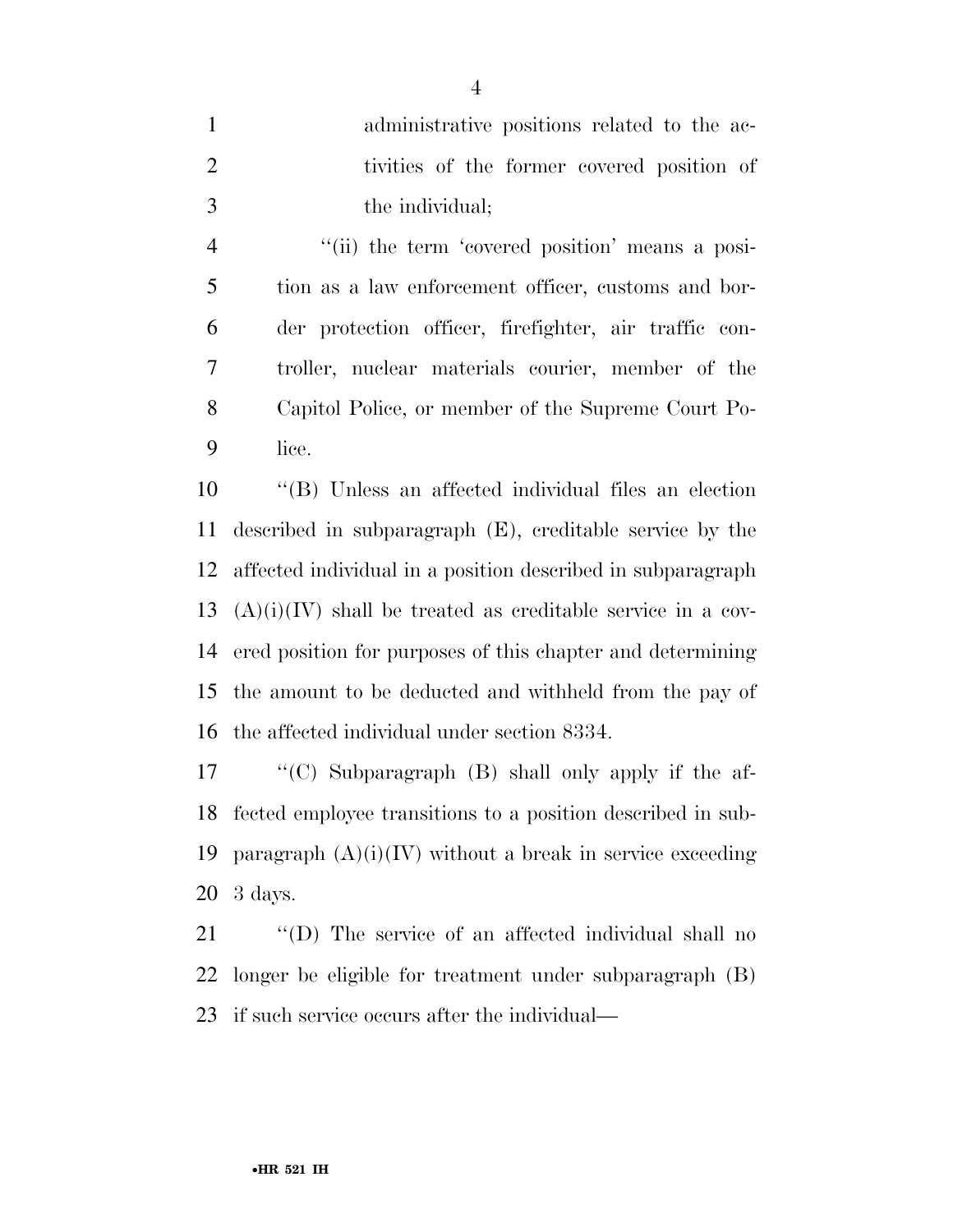administrative positions related to the activities of the former covered position of the individual;

''(ii) the term 'covered position' means a position as a law enforcement officer, customs and border protection officer, firefighter, air traffic controller, nuclear materials courier, member of the Capitol Police, or member of the Supreme Court Police.

''(B) Unless an affected individual files an election described in subparagraph (E), creditable service by the affected individual in a position described in subparagraph (A)(i)(IV) shall be treated as creditable service in a covered position for purposes of this chapter and determining the amount to be deducted and withheld from the pay of the affected individual under section 8334.

''(C) Subparagraph (B) shall only apply if the affected employee transitions to a position described in subparagraph (A)(i)(IV) without a break in service exceeding 3 days.

''(D) The service of an affected individual shall no longer be eligible for treatment under subparagraph (B) if such service occurs after the individual—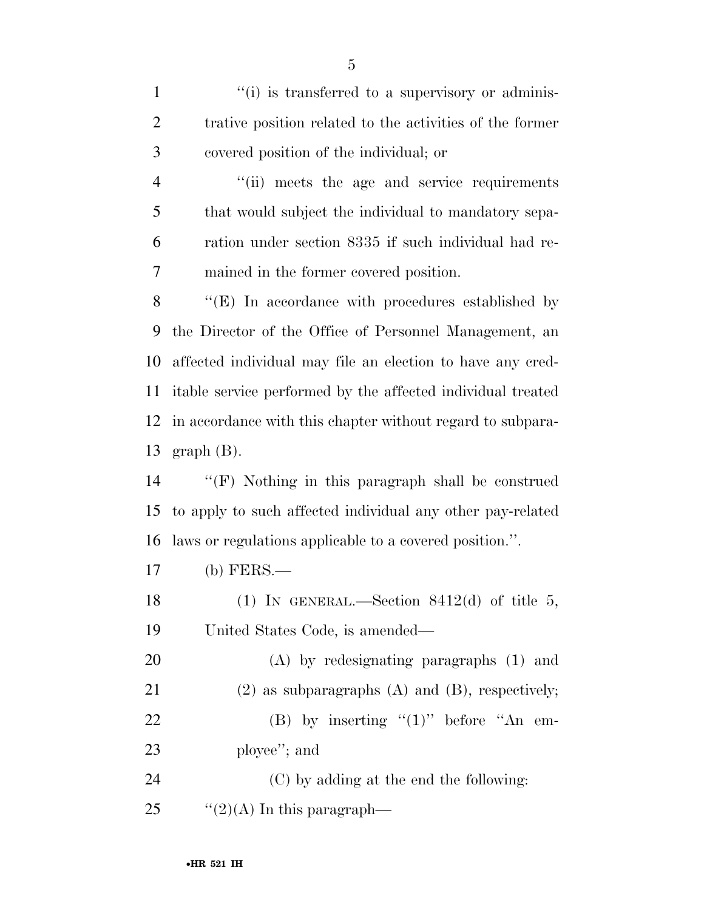''(i) is transferred to a supervisory or administrative position related to the activities of the former covered position of the individual; or

''(ii) meets the age and service requirements that would subject the individual to mandatory separation under section 8335 if such individual had remained in the former covered position.

''(E) In accordance with procedures established by the Director of the Office of Personnel Management, an affected individual may file an election to have any creditable service performed by the affected individual treated in accordance with this chapter without regard to subparagraph (B).

''(F) Nothing in this paragraph shall be construed to apply to such affected individual any other pay-related laws or regulations applicable to a covered position.''.

(b) FERS.—

(1) IN GENERAL.—Section 8412(d) of title 5, United States Code, is amended—

(A) by redesignating paragraphs (1) and (2) as subparagraphs (A) and (B), respectively;

(B) by inserting ''(1)'' before ''An employee''; and

(C) by adding at the end the following:

''(2)(A) In this paragraph—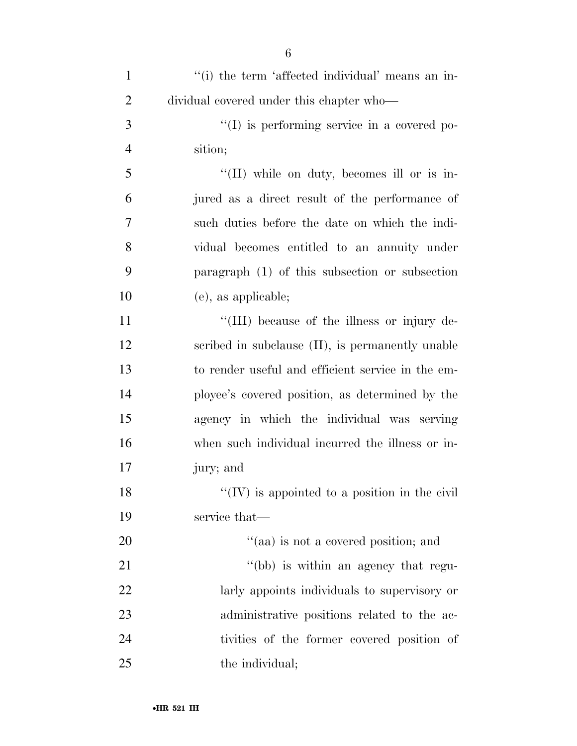''(i) the term 'affected individual' means an individual covered under this chapter who—

''(I) is performing service in a covered position;

''(II) while on duty, becomes ill or is injured as a direct result of the performance of such duties before the date on which the individual becomes entitled to an annuity under paragraph (1) of this subsection or subsection (e), as applicable;

''(III) because of the illness or injury described in subclause (II), is permanently unable to render useful and efficient service in the employee's covered position, as determined by the agency in which the individual was serving when such individual incurred the illness or injury; and

''(IV) is appointed to a position in the civil service that—

''(aa) is not a covered position; and

''(bb) is within an agency that regularly appoints individuals to supervisory or administrative positions related to the activities of the former covered position of the individual;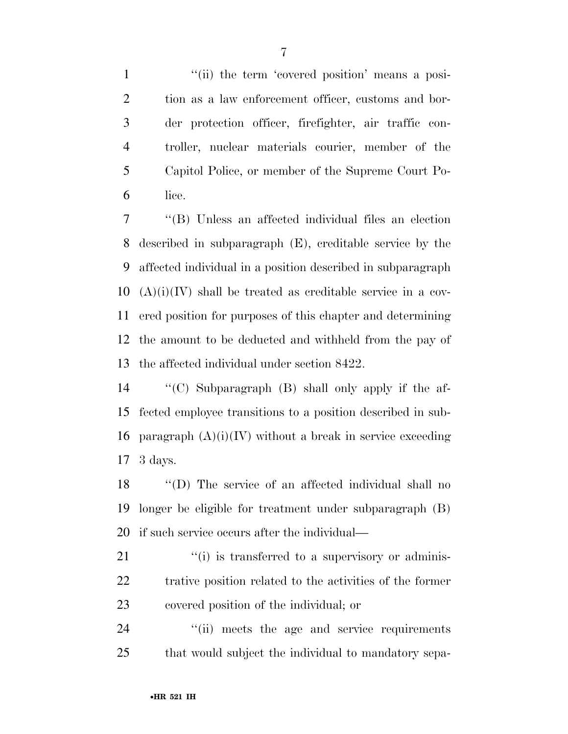"(ii) the term 'covered position' means a position as a law enforcement officer, customs and border protection officer, firefighter, air traffic controller, nuclear materials courier, member of the Capitol Police, or member of the Supreme Court Police.

"(B) Unless an affected individual files an election described in subparagraph (E), creditable service by the affected individual in a position described in subparagraph (A)(i)(IV) shall be treated as creditable service in a covered position for purposes of this chapter and determining the amount to be deducted and withheld from the pay of the affected individual under section 8422.

"(C) Subparagraph (B) shall only apply if the affected employee transitions to a position described in subparagraph (A)(i)(IV) without a break in service exceeding 3 days.

"(D) The service of an affected individual shall no longer be eligible for treatment under subparagraph (B) if such service occurs after the individual—

"(i) is transferred to a supervisory or administrative position related to the activities of the former covered position of the individual; or

"(ii) meets the age and service requirements that would subject the individual to mandatory sepa-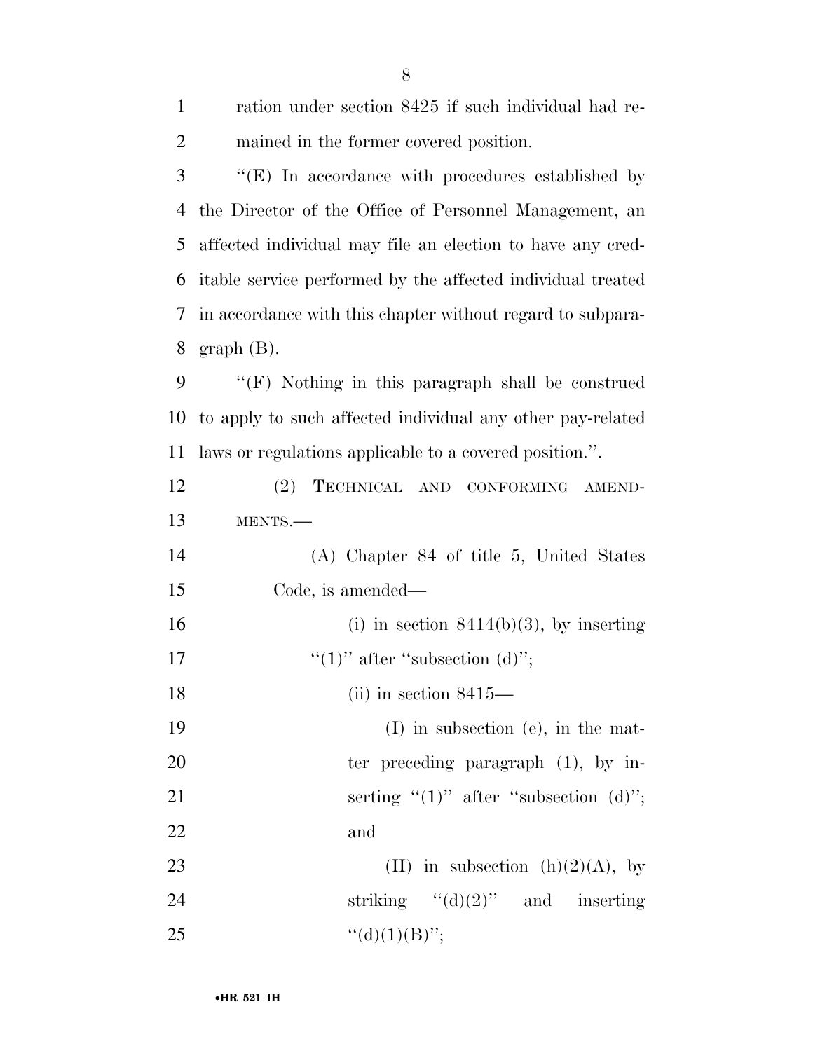ration under section 8425 if such individual had remained in the former covered position.

''(E) In accordance with procedures established by the Director of the Office of Personnel Management, an affected individual may file an election to have any creditable service performed by the affected individual treated in accordance with this chapter without regard to subparagraph (B).

''(F) Nothing in this paragraph shall be construed to apply to such affected individual any other pay-related laws or regulations applicable to a covered position.''.

(2) TECHNICAL AND CONFORMING AMENDMENTS.—

(A) Chapter 84 of title 5, United States Code, is amended—

(i) in section 8414(b)(3), by inserting ''(1)'' after ''subsection (d)'';

(ii) in section 8415—

(I) in subsection (e), in the matter preceding paragraph (1), by inserting ''(1)'' after ''subsection (d)''; and

(II) in subsection (h)(2)(A), by striking ''(d)(2)'' and inserting ''(d)(1)(B)'';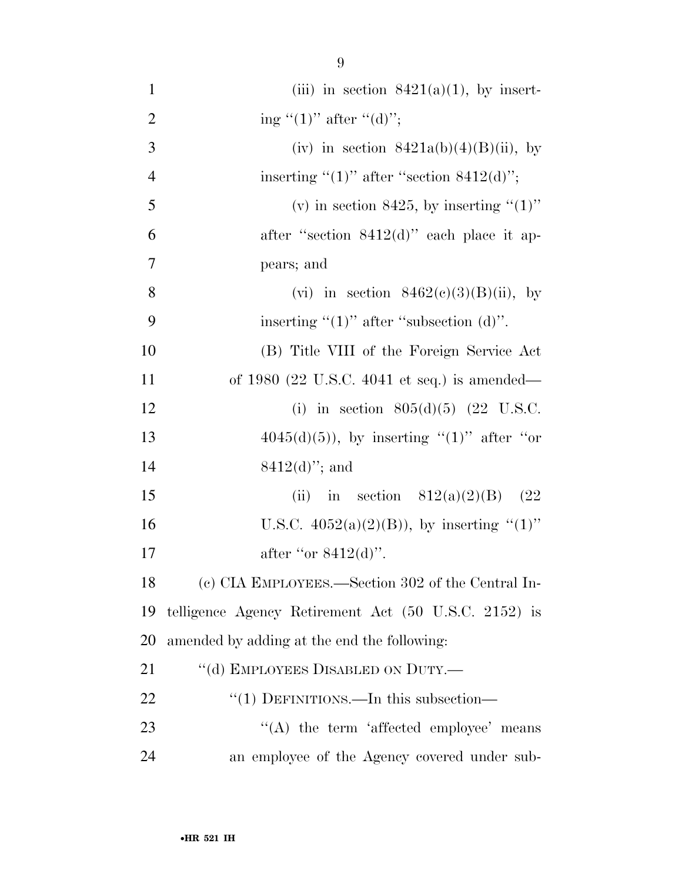(iii) in section 8421(a)(1), by inserting "(1)" after "(d)";

(iv) in section 8421a(b)(4)(B)(ii), by inserting "(1)" after "section 8412(d)";

(v) in section 8425, by inserting "(1)" after "section 8412(d)" each place it appears; and

(vi) in section 8462(c)(3)(B)(ii), by inserting "(1)" after "subsection (d)".

(B) Title VIII of the Foreign Service Act of 1980 (22 U.S.C. 4041 et seq.) is amended—

(i) in section 805(d)(5) (22 U.S.C. 4045(d)(5)), by inserting "(1)" after "or 8412(d)"; and

(ii) in section 812(a)(2)(B) (22 U.S.C. 4052(a)(2)(B)), by inserting "(1)" after "or 8412(d)".

(c) CIA EMPLOYEES.—Section 302 of the Central Intelligence Agency Retirement Act (50 U.S.C. 2152) is amended by adding at the end the following:

"(d) EMPLOYEES DISABLED ON DUTY.—

"(1) DEFINITIONS.—In this subsection—

"(A) the term 'affected employee' means an employee of the Agency covered under sub-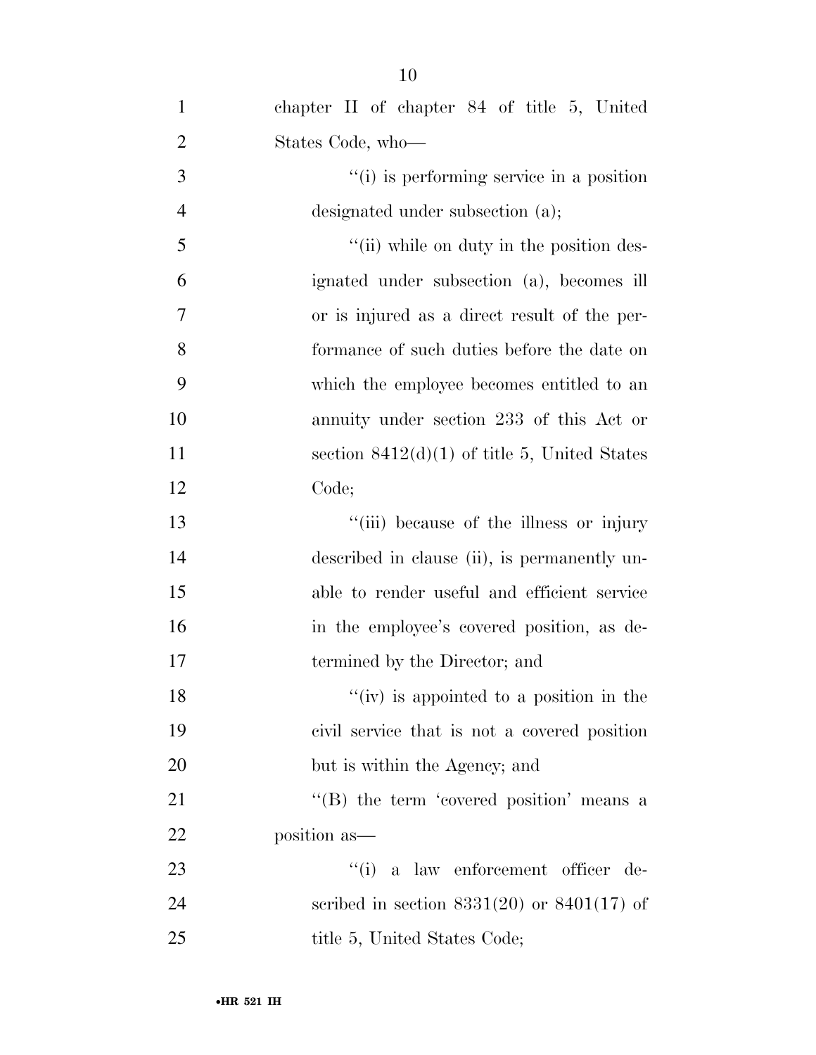chapter II of chapter 84 of title 5, United States Code, who—

“(i) is performing service in a position designated under subsection (a);

“(ii) while on duty in the position designated under subsection (a), becomes ill or is injured as a direct result of the performance of such duties before the date on which the employee becomes entitled to an annuity under section 233 of this Act or section 8412(d)(1) of title 5, United States Code;

“(iii) because of the illness or injury described in clause (ii), is permanently unable to render useful and efficient service in the employee’s covered position, as determined by the Director; and

“(iv) is appointed to a position in the civil service that is not a covered position but is within the Agency; and

“(B) the term ‘covered position’ means a position as—

“(i) a law enforcement officer described in section 8331(20) or 8401(17) of title 5, United States Code;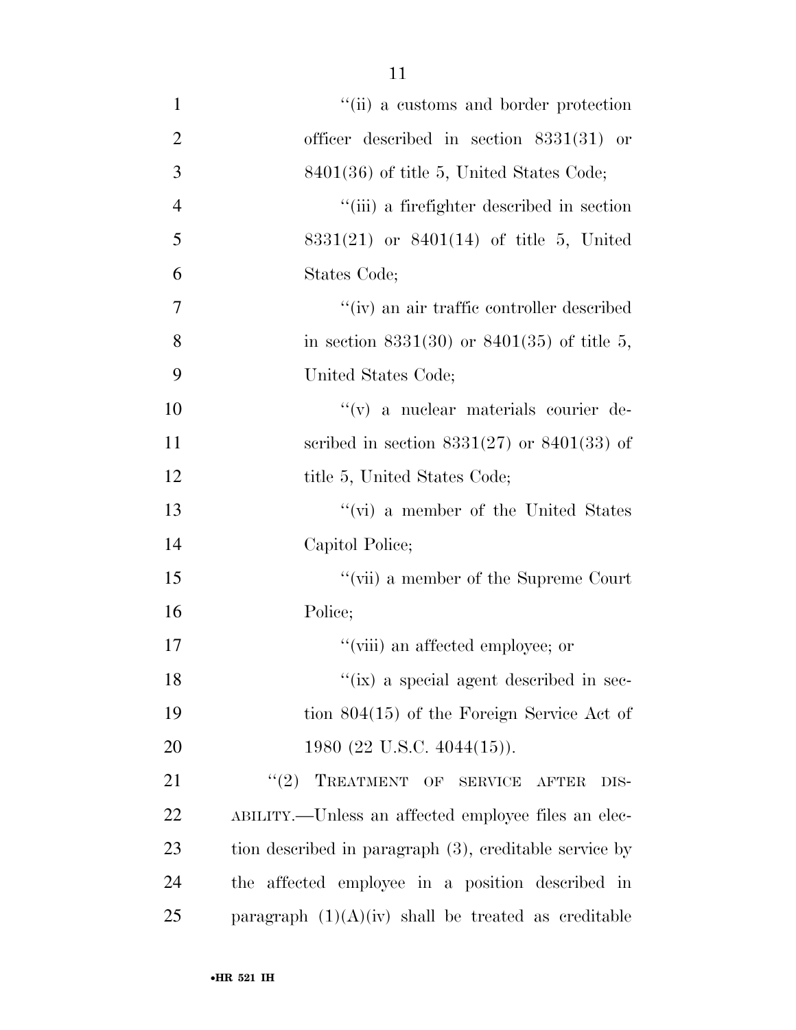''(ii) a customs and border protection officer described in section 8331(31) or 8401(36) of title 5, United States Code;

''(iii) a firefighter described in section 8331(21) or 8401(14) of title 5, United States Code;

''(iv) an air traffic controller described in section 8331(30) or 8401(35) of title 5, United States Code;

''(v) a nuclear materials courier described in section 8331(27) or 8401(33) of title 5, United States Code;

''(vi) a member of the United States Capitol Police;

''(vii) a member of the Supreme Court Police;

''(viii) an affected employee; or

''(ix) a special agent described in section 804(15) of the Foreign Service Act of 1980 (22 U.S.C. 4044(15)).

''(2) TREATMENT OF SERVICE AFTER DISABILITY.—Unless an affected employee files an election described in paragraph (3), creditable service by the affected employee in a position described in paragraph (1)(A)(iv) shall be treated as creditable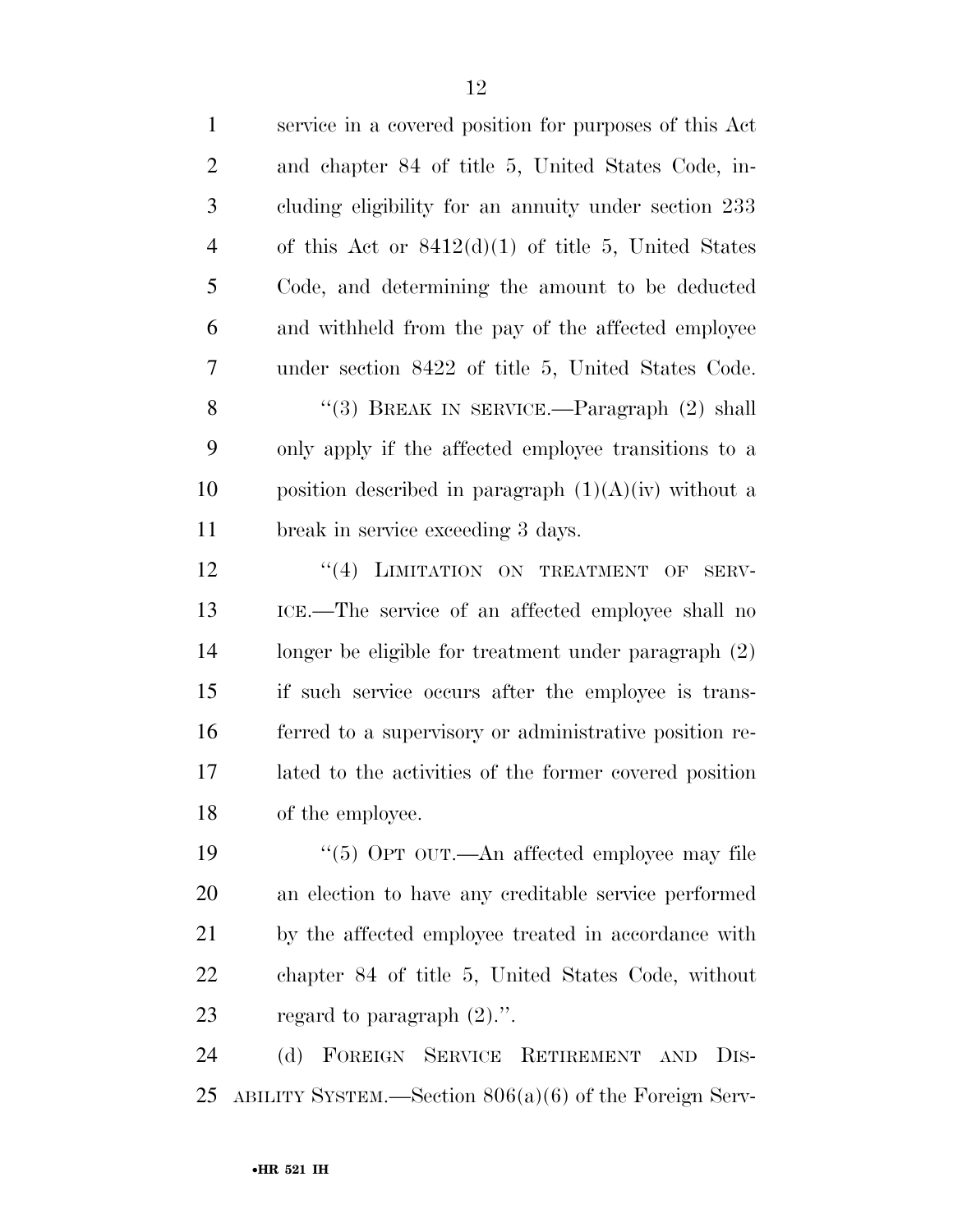service in a covered position for purposes of this Act and chapter 84 of title 5, United States Code, including eligibility for an annuity under section 233 of this Act or 8412(d)(1) of title 5, United States Code, and determining the amount to be deducted and withheld from the pay of the affected employee under section 8422 of title 5, United States Code.

"(3) BREAK IN SERVICE.—Paragraph (2) shall only apply if the affected employee transitions to a position described in paragraph (1)(A)(iv) without a break in service exceeding 3 days.

"(4) LIMITATION ON TREATMENT OF SERVICE.—The service of an affected employee shall no longer be eligible for treatment under paragraph (2) if such service occurs after the employee is transferred to a supervisory or administrative position related to the activities of the former covered position of the employee.

"(5) OPT OUT.—An affected employee may file an election to have any creditable service performed by the affected employee treated in accordance with chapter 84 of title 5, United States Code, without regard to paragraph (2).".

(d) FOREIGN SERVICE RETIREMENT AND DISABILITY SYSTEM.—Section 806(a)(6) of the Foreign Serv-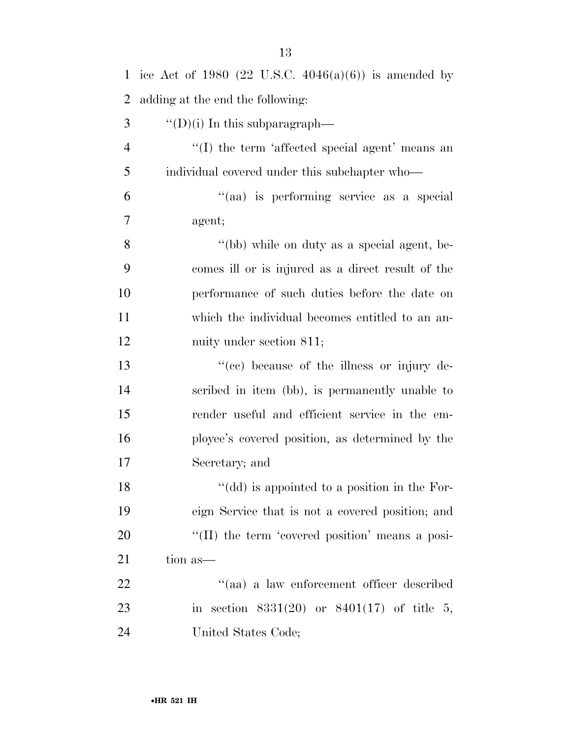ice Act of 1980 (22 U.S.C. 4046(a)(6)) is amended by adding at the end the following:

''(D)(i) In this subparagraph—

''(I) the term 'affected special agent' means an individual covered under this subchapter who—

''(aa) is performing service as a special agent;

''(bb) while on duty as a special agent, becomes ill or is injured as a direct result of the performance of such duties before the date on which the individual becomes entitled to an annuity under section 811;

''(cc) because of the illness or injury described in item (bb), is permanently unable to render useful and efficient service in the employee's covered position, as determined by the Secretary; and

''(dd) is appointed to a position in the Foreign Service that is not a covered position; and

''(II) the term 'covered position' means a position as—

''(aa) a law enforcement officer described in section 8331(20) or 8401(17) of title 5, United States Code;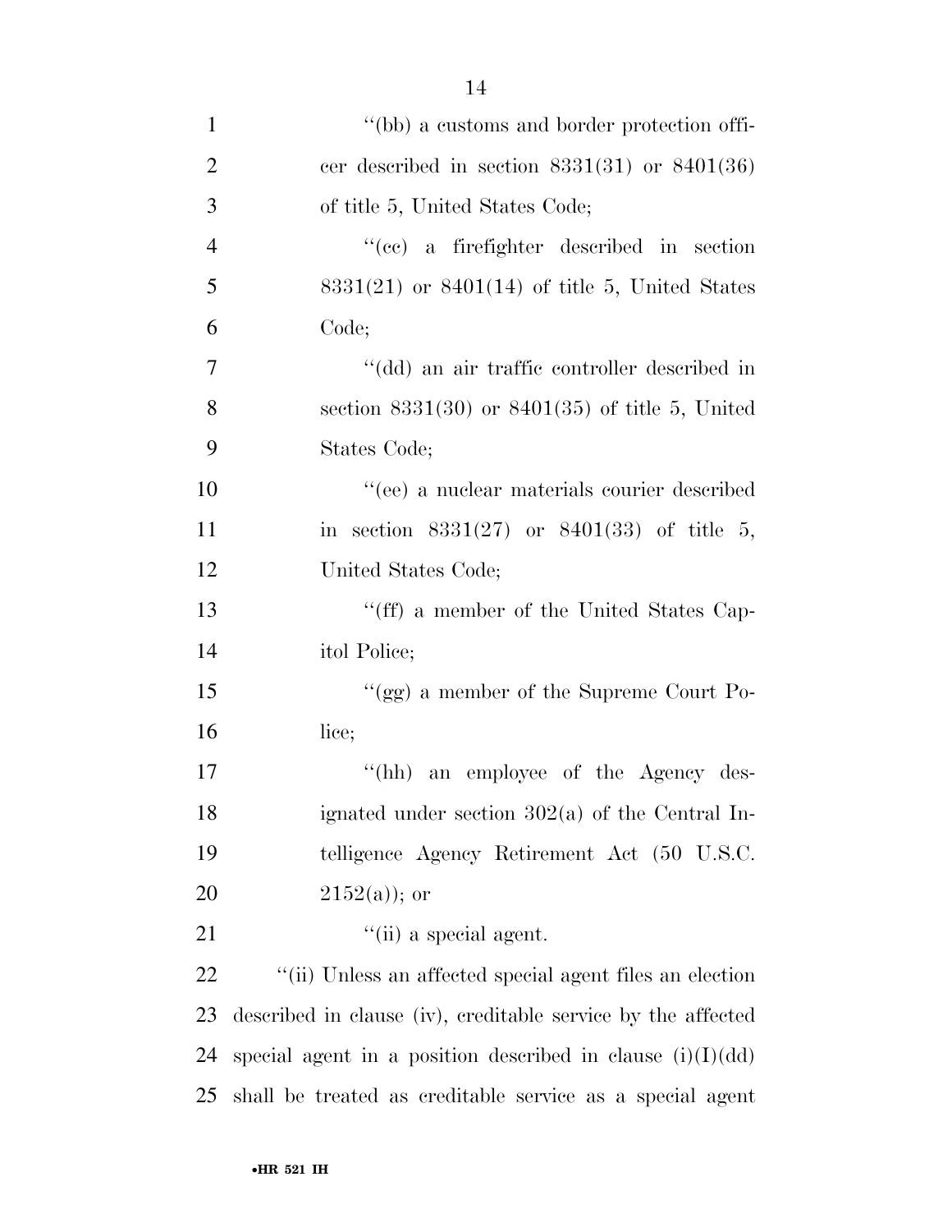"(bb) a customs and border protection officer described in section 8331(31) or 8401(36) of title 5, United States Code;

"(cc) a firefighter described in section 8331(21) or 8401(14) of title 5, United States Code;

"(dd) an air traffic controller described in section 8331(30) or 8401(35) of title 5, United States Code;

"(ee) a nuclear materials courier described in section 8331(27) or 8401(33) of title 5, United States Code;

"(ff) a member of the United States Capitol Police;

"(gg) a member of the Supreme Court Police;

"(hh) an employee of the Agency designated under section 302(a) of the Central Intelligence Agency Retirement Act (50 U.S.C. 2152(a)); or

"(ii) a special agent.

"(ii) Unless an affected special agent files an election described in clause (iv), creditable service by the affected special agent in a position described in clause (i)(I)(dd) shall be treated as creditable service as a special agent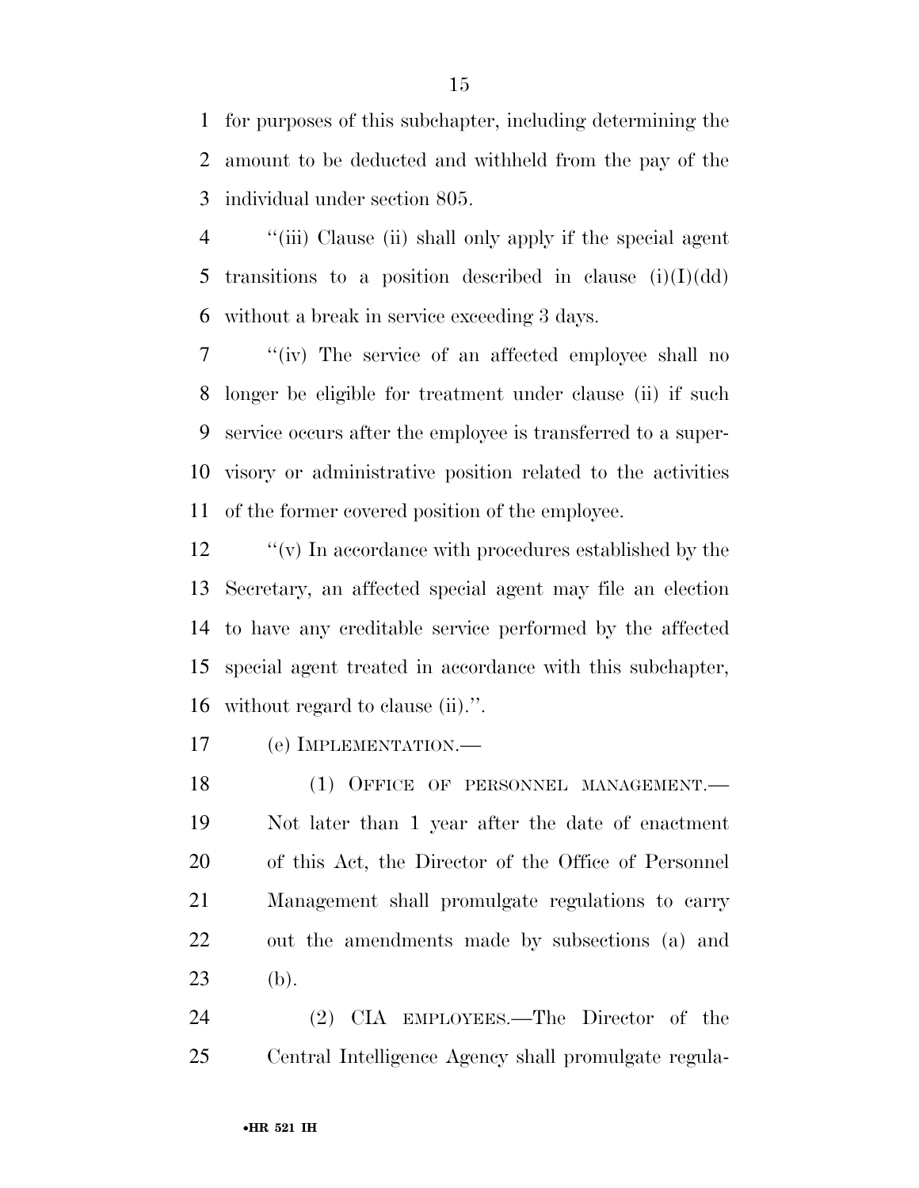for purposes of this subchapter, including determining the amount to be deducted and withheld from the pay of the individual under section 805.

''(iii) Clause (ii) shall only apply if the special agent transitions to a position described in clause (i)(I)(dd) without a break in service exceeding 3 days.

''(iv) The service of an affected employee shall no longer be eligible for treatment under clause (ii) if such service occurs after the employee is transferred to a supervisory or administrative position related to the activities of the former covered position of the employee.

''(v) In accordance with procedures established by the Secretary, an affected special agent may file an election to have any creditable service performed by the affected special agent treated in accordance with this subchapter, without regard to clause (ii).''.

(e) IMPLEMENTATION.—

(1) OFFICE OF PERSONNEL MANAGEMENT.— Not later than 1 year after the date of enactment of this Act, the Director of the Office of Personnel Management shall promulgate regulations to carry out the amendments made by subsections (a) and (b).

(2) CIA EMPLOYEES.—The Director of the Central Intelligence Agency shall promulgate regula-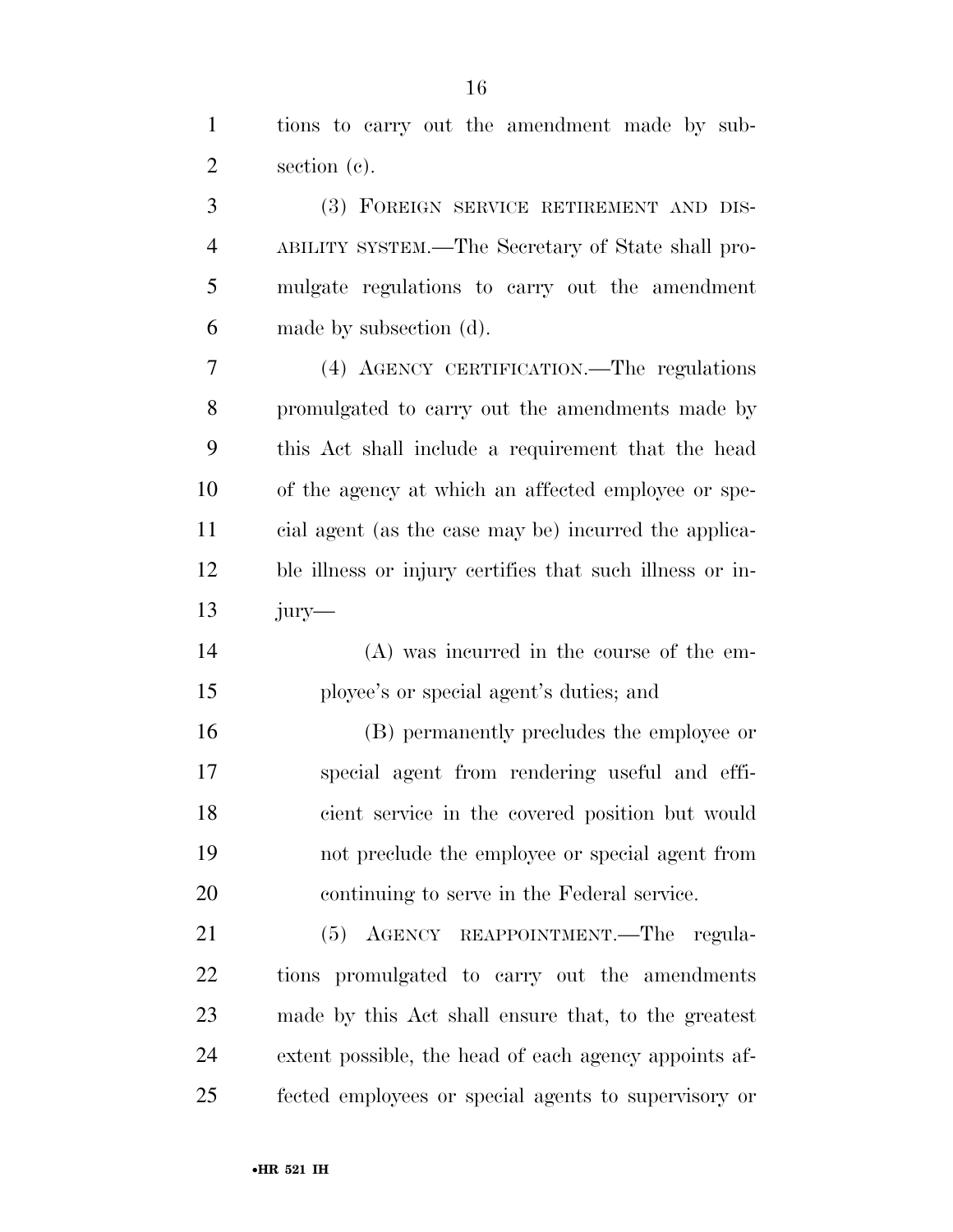tions to carry out the amendment made by subsection (c).

(3) FOREIGN SERVICE RETIREMENT AND DISABILITY SYSTEM.—The Secretary of State shall promulgate regulations to carry out the amendment made by subsection (d).

(4) AGENCY CERTIFICATION.—The regulations promulgated to carry out the amendments made by this Act shall include a requirement that the head of the agency at which an affected employee or special agent (as the case may be) incurred the applicable illness or injury certifies that such illness or injury—

(A) was incurred in the course of the employee's or special agent's duties; and

(B) permanently precludes the employee or special agent from rendering useful and efficient service in the covered position but would not preclude the employee or special agent from continuing to serve in the Federal service.

(5) AGENCY REAPPOINTMENT.—The regulations promulgated to carry out the amendments made by this Act shall ensure that, to the greatest extent possible, the head of each agency appoints affected employees or special agents to supervisory or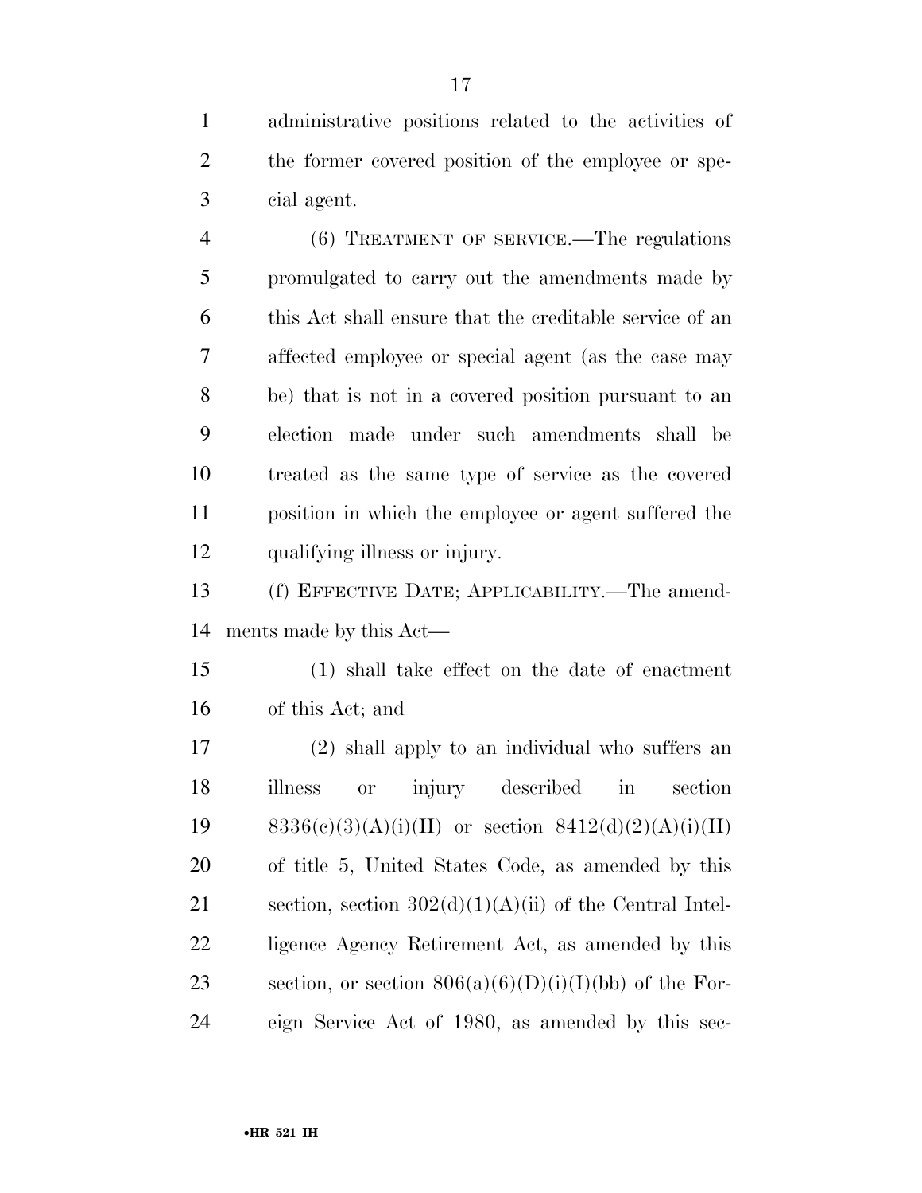administrative positions related to the activities of the former covered position of the employee or special agent.

(6) TREATMENT OF SERVICE.—The regulations promulgated to carry out the amendments made by this Act shall ensure that the creditable service of an affected employee or special agent (as the case may be) that is not in a covered position pursuant to an election made under such amendments shall be treated as the same type of service as the covered position in which the employee or agent suffered the qualifying illness or injury.

(f) EFFECTIVE DATE; APPLICABILITY.—The amendments made by this Act—

(1) shall take effect on the date of enactment of this Act; and

(2) shall apply to an individual who suffers an illness or injury described in section 8336(c)(3)(A)(i)(II) or section 8412(d)(2)(A)(i)(II) of title 5, United States Code, as amended by this section, section 302(d)(1)(A)(ii) of the Central Intelligence Agency Retirement Act, as amended by this section, or section 806(a)(6)(D)(i)(I)(bb) of the Foreign Service Act of 1980, as amended by this sec-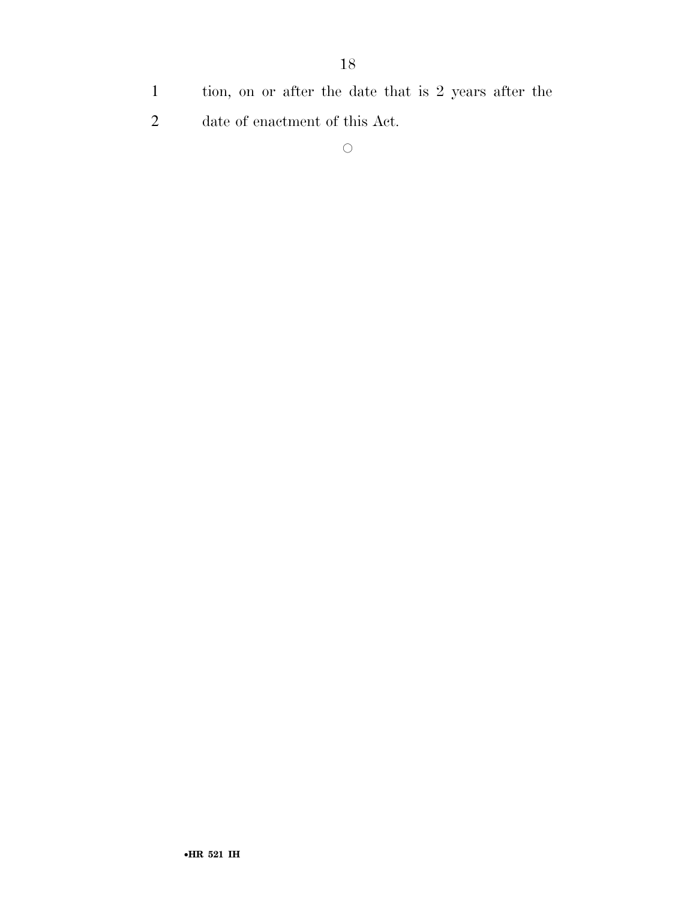tion, on or after the date that is 2 years after the date of enactment of this Act.

○